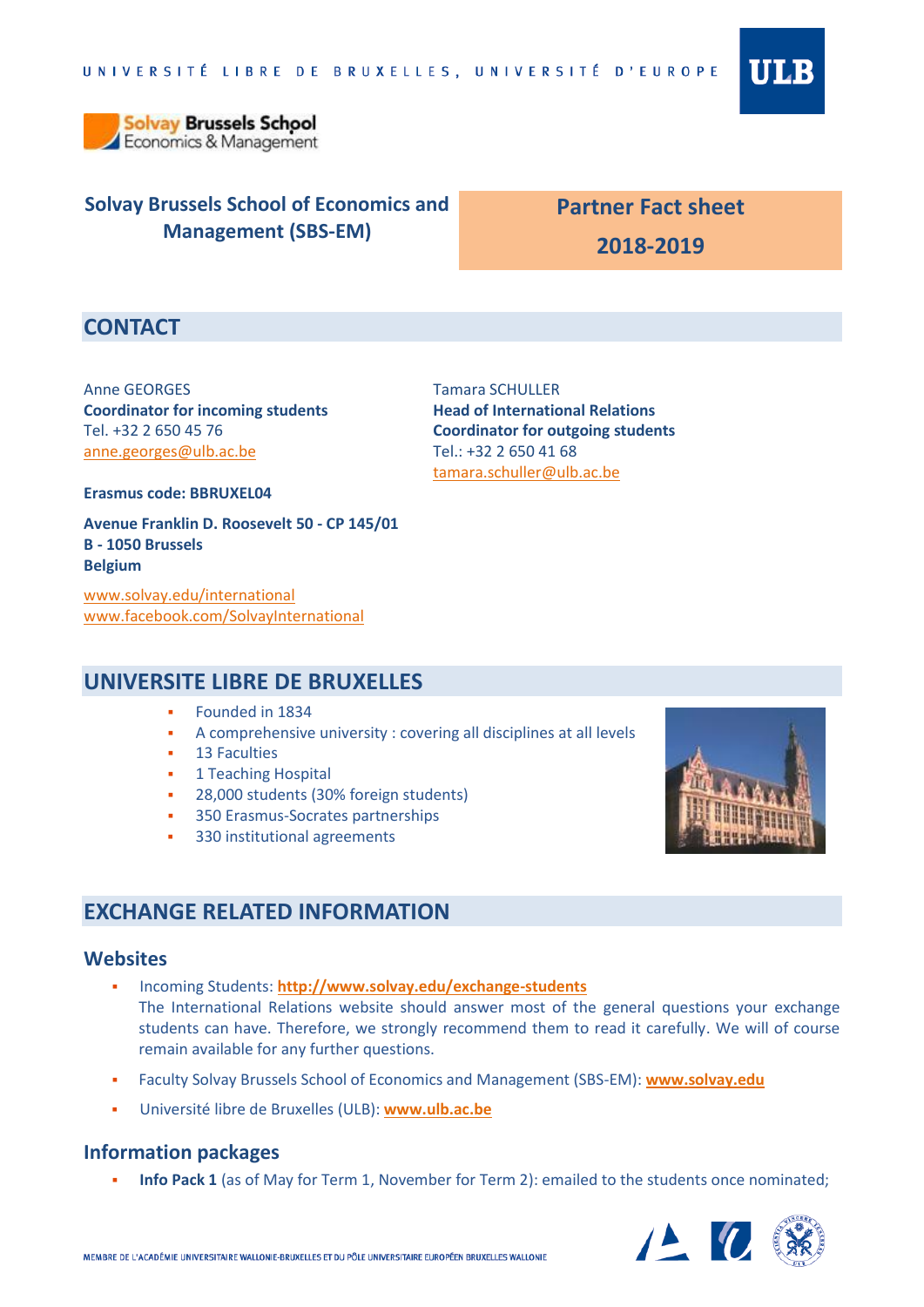UNIVERSITÉ LIBRE DE BRUXELLES, UNIVERSITÉ D'EUROPE

Solvay Brussels School Economics & Management

**Solvay Brussels School of Economics and Management (SBS-EM)**

**Partner Fact sheet 2018-2019**

## CONTACT

Anne GEORGES
**Coordinator for incoming students**
Tel. +32 2 650 45 76
anne.georges@ulb.ac.be

Tamara SCHULLER
**Head of International Relations**
**Coordinator for outgoing students**
Tel.: +32 2 650 41 68
tamara.schuller@ulb.ac.be

**Erasmus code: BBRUXEL04**

**Avenue Franklin D. Roosevelt 50 - CP 145/01**
**B - 1050 Brussels**
**Belgium**

www.solvay.edu/international
www.facebook.com/SolvayInternational

## UNIVERSITE LIBRE DE BRUXELLES

- Founded in 1834
- A comprehensive university : covering all disciplines at all levels
- 13 Faculties
- 1 Teaching Hospital
- 28,000 students (30% foreign students)
- 350 Erasmus-Socrates partnerships
- 330 institutional agreements

## EXCHANGE RELATED INFORMATION

### Websites

- Incoming Students: **http://www.solvay.edu/exchange-students**
  The International Relations website should answer most of the general questions your exchange students can have. Therefore, we strongly recommend them to read it carefully. We will of course remain available for any further questions.
- Faculty Solvay Brussels School of Economics and Management (SBS-EM): **www.solvay.edu**
- Université libre de Bruxelles (ULB): **www.ulb.ac.be**

### Information packages

- **Info Pack 1** (as of May for Term 1, November for Term 2): emailed to the students once nominated;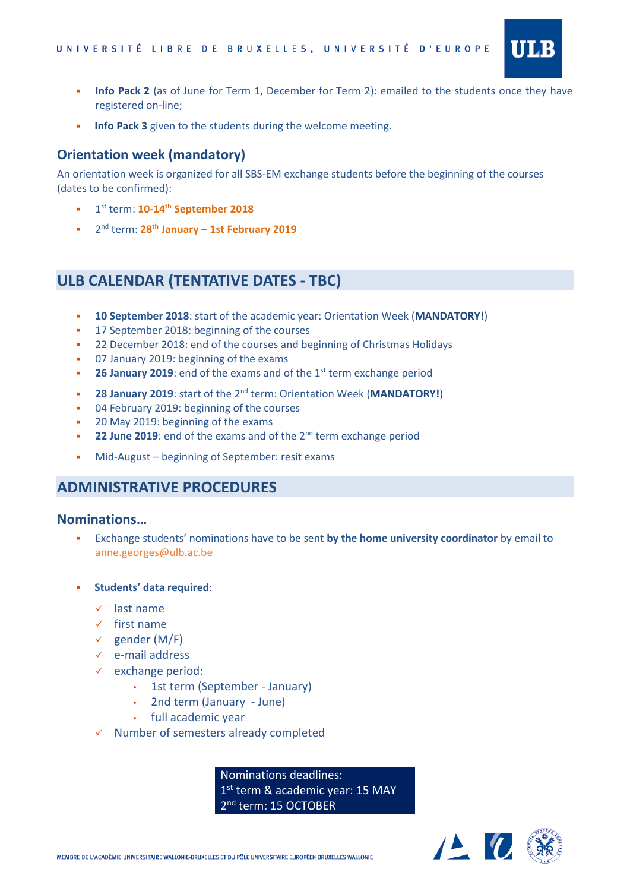- **Info Pack 2** (as of June for Term 1, December for Term 2): emailed to the students once they have registered on-line;
- **Info Pack 3** given to the students during the welcome meeting.

### Orientation week (mandatory)

An orientation week is organized for all SBS-EM exchange students before the beginning of the courses (dates to be confirmed):

- 1st term: **10-14th September 2018**
- 2nd term: **28th January – 1st February 2019**

## ULB CALENDAR (TENTATIVE DATES - TBC)

- **10 September 2018**: start of the academic year: Orientation Week (**MANDATORY!**)
- 17 September 2018: beginning of the courses
- 22 December 2018: end of the courses and beginning of Christmas Holidays
- 07 January 2019: beginning of the exams
- **26 January 2019**: end of the exams and of the 1st term exchange period
- **28 January 2019**: start of the 2nd term: Orientation Week (**MANDATORY!**)
- 04 February 2019: beginning of the courses
- 20 May 2019: beginning of the exams
- **22 June 2019**: end of the exams and of the 2nd term exchange period
- Mid-August – beginning of September: resit exams

## ADMINISTRATIVE PROCEDURES

### Nominations…

- Exchange students' nominations have to be sent **by the home university coordinator** by email to anne.georges@ulb.ac.be
- **Students' data required**:
  - last name
  - first name
  - gender (M/F)
  - e-mail address
  - exchange period:
    - 1st term (September - January)
    - 2nd term (January - June)
    - full academic year
  - Number of semesters already completed

Nominations deadlines:
1st term & academic year: 15 MAY
2nd term: 15 OCTOBER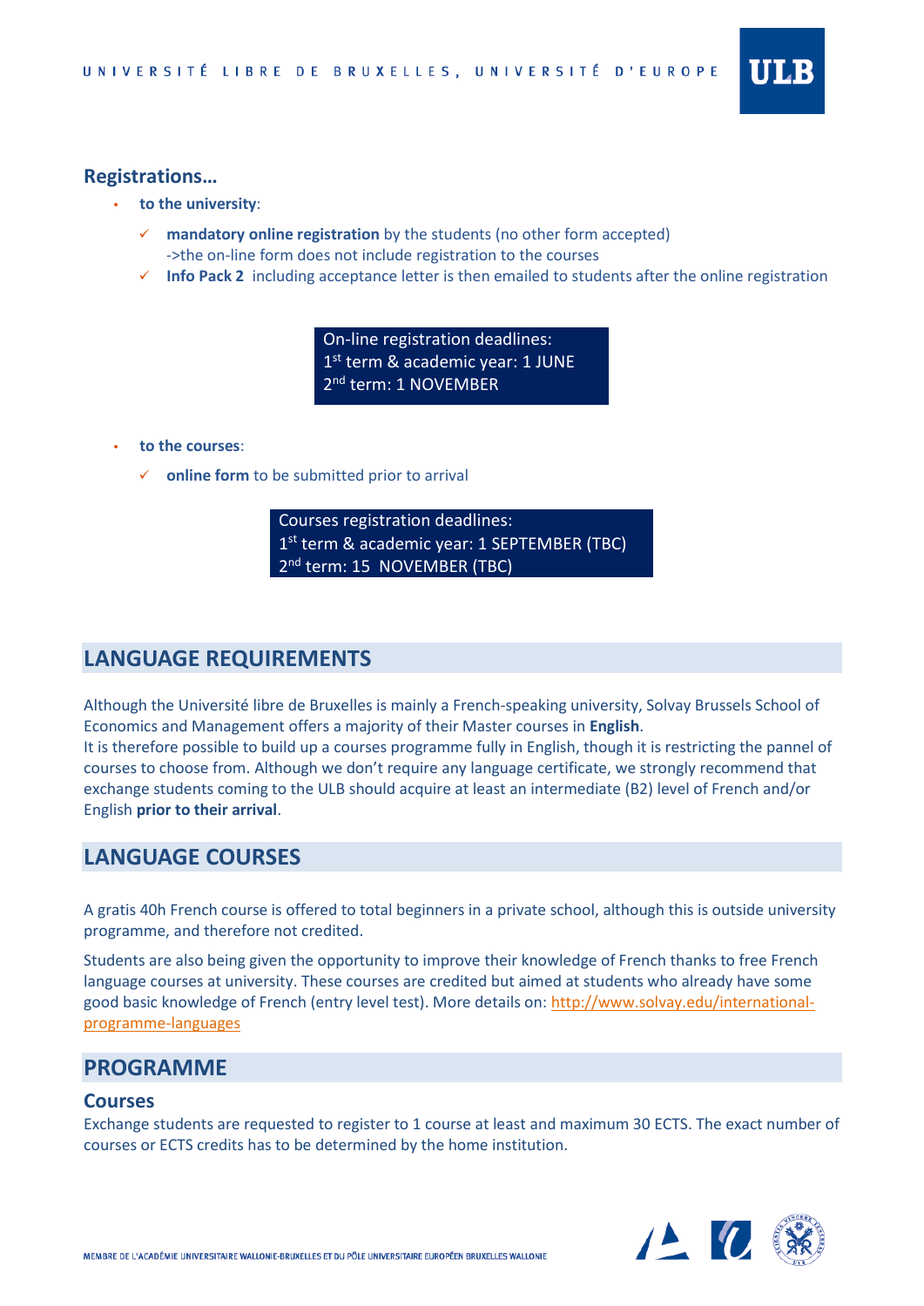## Registrations…

- **to the university**:
  - ✓ **mandatory online registration** by the students (no other form accepted)
    ->the on-line form does not include registration to the courses
  - ✓ **Info Pack 2** including acceptance letter is then emailed to students after the online registration

On-line registration deadlines:
1st term & academic year: 1 JUNE
2nd term: 1 NOVEMBER

- **to the courses**:
  - ✓ **online form** to be submitted prior to arrival

Courses registration deadlines:
1st term & academic year: 1 SEPTEMBER (TBC)
2nd term: 15 NOVEMBER (TBC)

## LANGUAGE REQUIREMENTS

Although the Université libre de Bruxelles is mainly a French-speaking university, Solvay Brussels School of Economics and Management offers a majority of their Master courses in **English**.
It is therefore possible to build up a courses programme fully in English, though it is restricting the pannel of courses to choose from. Although we don't require any language certificate, we strongly recommend that exchange students coming to the ULB should acquire at least an intermediate (B2) level of French and/or English **prior to their arrival**.

## LANGUAGE COURSES

A gratis 40h French course is offered to total beginners in a private school, although this is outside university programme, and therefore not credited.

Students are also being given the opportunity to improve their knowledge of French thanks to free French language courses at university. These courses are credited but aimed at students who already have some good basic knowledge of French (entry level test). More details on: http://www.solvay.edu/international-programme-languages

## PROGRAMME

### Courses

Exchange students are requested to register to 1 course at least and maximum 30 ECTS. The exact number of courses or ECTS credits has to be determined by the home institution.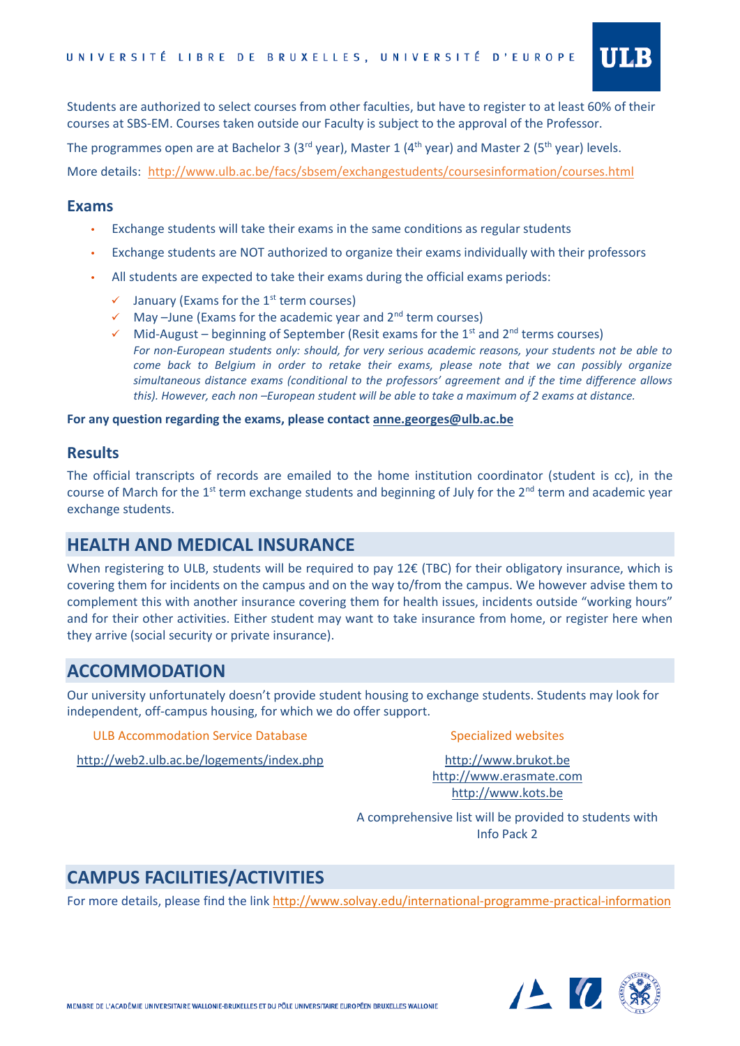Students are authorized to select courses from other faculties, but have to register to at least 60% of their courses at SBS-EM. Courses taken outside our Faculty is subject to the approval of the Professor.

The programmes open are at Bachelor 3 (3rd year), Master 1 (4th year) and Master 2 (5th year) levels.

More details: http://www.ulb.ac.be/facs/sbsem/exchangestudents/coursesinformation/courses.html

### Exams

- Exchange students will take their exams in the same conditions as regular students
- Exchange students are NOT authorized to organize their exams individually with their professors
- All students are expected to take their exams during the official exams periods:
  - ✓ January (Exams for the 1st term courses)
  - ✓ May –June (Exams for the academic year and 2nd term courses)
  - ✓ Mid-August – beginning of September (Resit exams for the 1st and 2nd terms courses)
    *For non-European students only: should, for very serious academic reasons, your students not be able to come back to Belgium in order to retake their exams, please note that we can possibly organize simultaneous distance exams (conditional to the professors' agreement and if the time difference allows this). However, each non –European student will be able to take a maximum of 2 exams at distance.*

**For any question regarding the exams, please contact anne.georges@ulb.ac.be**

### Results

The official transcripts of records are emailed to the home institution coordinator (student is cc), in the course of March for the 1st term exchange students and beginning of July for the 2nd term and academic year exchange students.

## HEALTH AND MEDICAL INSURANCE

When registering to ULB, students will be required to pay 12€ (TBC) for their obligatory insurance, which is covering them for incidents on the campus and on the way to/from the campus. We however advise them to complement this with another insurance covering them for health issues, incidents outside "working hours" and for their other activities. Either student may want to take insurance from home, or register here when they arrive (social security or private insurance).

## ACCOMMODATION

Our university unfortunately doesn't provide student housing to exchange students. Students may look for independent, off-campus housing, for which we do offer support.

ULB Accommodation Service Database

http://web2.ulb.ac.be/logements/index.php

Specialized websites

http://www.brukot.be
http://www.erasmate.com
http://www.kots.be

A comprehensive list will be provided to students with Info Pack 2

## CAMPUS FACILITIES/ACTIVITIES

For more details, please find the link http://www.solvay.edu/international-programme-practical-information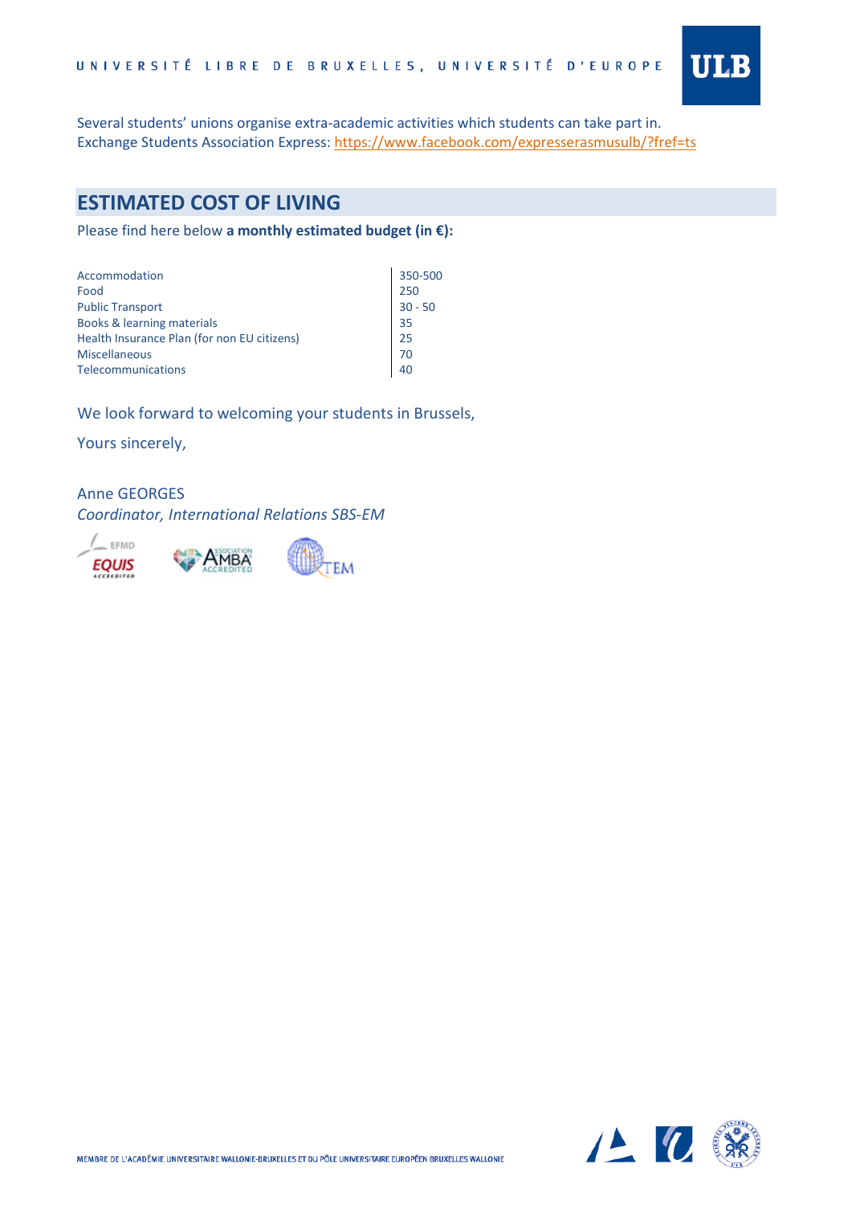Several students' unions organise extra-academic activities which students can take part in.
Exchange Students Association Express: https://www.facebook.com/expresserasmusulb/?fref=ts

## ESTIMATED COST OF LIVING

Please find here below **a monthly estimated budget (in €):**

| | |
|---|---|
| Accommodation | 350-500 |
| Food | 250 |
| Public Transport | 30 - 50 |
| Books & learning materials | 35 |
| Health Insurance Plan (for non EU citizens) | 25 |
| Miscellaneous | 70 |
| Telecommunications | 40 |

We look forward to welcoming your students in Brussels,

Yours sincerely,

Anne GEORGES
*Coordinator, International Relations SBS-EM*